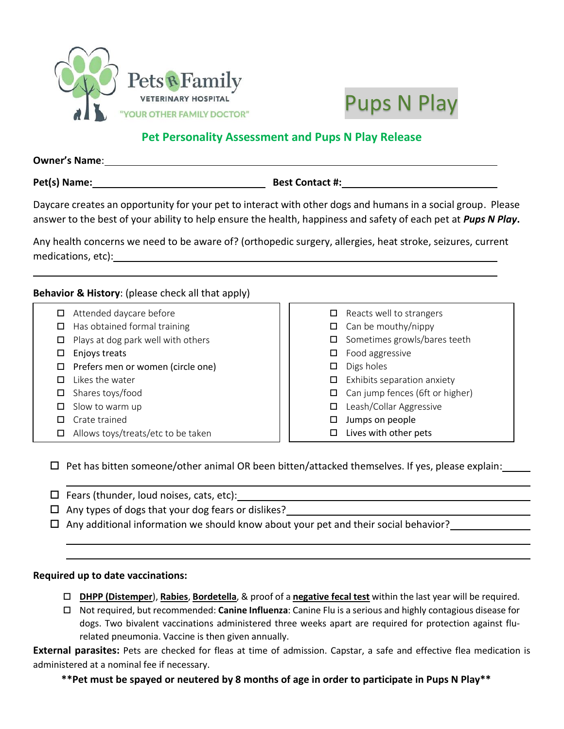Pets R Family
VETERINARY HOSPITAL
"YOUR OTHER FAMILY DOCTOR"

Pups N Play

## Pet Personality Assessment and Pups N Play Release

**Owner's Name**: ______________________________

**Pet(s) Name:** ____________________ **Best Contact #:** ____________________

Daycare creates an opportunity for your pet to interact with other dogs and humans in a social group. Please answer to the best of your ability to help ensure the health, happiness and safety of each pet at ***Pups N Play***.

Any health concerns we need to be aware of? (orthopedic surgery, allergies, heat stroke, seizures, current medications, etc): ______________________________

______________________________

**Behavior & History**: (please check all that apply)

- ☐ Attended daycare before
- ☐ Has obtained formal training
- ☐ Plays at dog park well with others
- ☐ Enjoys treats
- ☐ Prefers men or women (circle one)
- ☐ Likes the water
- ☐ Shares toys/food
- ☐ Slow to warm up
- ☐ Crate trained
- ☐ Allows toys/treats/etc to be taken
- ☐ Reacts well to strangers
- ☐ Can be mouthy/nippy
- ☐ Sometimes growls/bares teeth
- ☐ Food aggressive
- ☐ Digs holes
- ☐ Exhibits separation anxiety
- ☐ Can jump fences (6ft or higher)
- ☐ Leash/Collar Aggressive
- ☐ Jumps on people
- ☐ Lives with other pets

- ☐ Pet has bitten someone/other animal OR been bitten/attacked themselves. If yes, please explain: ______________________________
- ☐ Fears (thunder, loud noises, cats, etc): ______________________________
- ☐ Any types of dogs that your dog fears or dislikes? ______________________________
- ☐ Any additional information we should know about your pet and their social behavior? ______________________________

**Required up to date vaccinations:**

- ☐ **DHPP (Distemper)**, **Rabies**, **Bordetella**, & proof of a **negative fecal test** within the last year will be required.
- ☐ Not required, but recommended: **Canine Influenza**: Canine Flu is a serious and highly contagious disease for dogs. Two bivalent vaccinations administered three weeks apart are required for protection against flu-related pneumonia. Vaccine is then given annually.

**External parasites:** Pets are checked for fleas at time of admission. Capstar, a safe and effective flea medication is administered at a nominal fee if necessary.

**\*\*Pet must be spayed or neutered by 8 months of age in order to participate in Pups N Play\*\***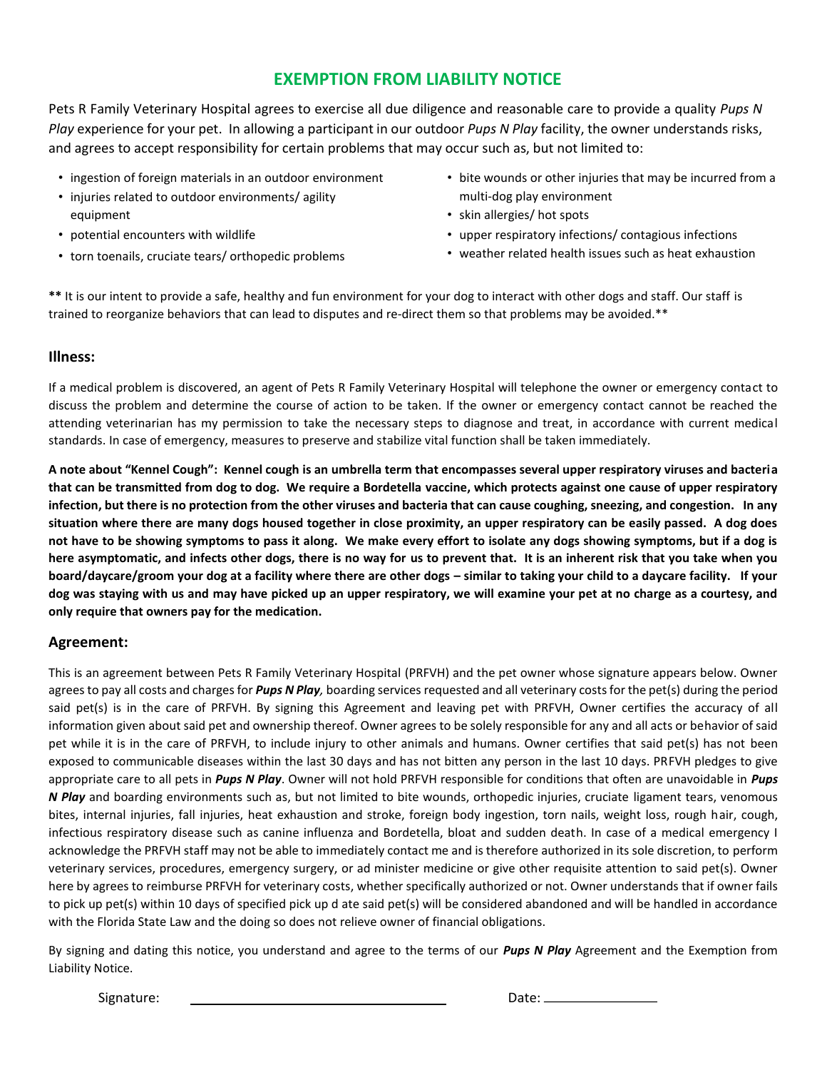# EXEMPTION FROM LIABILITY NOTICE

Pets R Family Veterinary Hospital agrees to exercise all due diligence and reasonable care to provide a quality *Pups N Play* experience for your pet. In allowing a participant in our outdoor *Pups N Play* facility, the owner understands risks, and agrees to accept responsibility for certain problems that may occur such as, but not limited to:

- ingestion of foreign materials in an outdoor environment
- injuries related to outdoor environments/ agility equipment
- potential encounters with wildlife
- torn toenails, cruciate tears/ orthopedic problems
- bite wounds or other injuries that may be incurred from a multi-dog play environment
- skin allergies/ hot spots
- upper respiratory infections/ contagious infections
- weather related health issues such as heat exhaustion

**\*\*** It is our intent to provide a safe, healthy and fun environment for your dog to interact with other dogs and staff. Our staff is trained to reorganize behaviors that can lead to disputes and re-direct them so that problems may be avoided.**

## Illness:

If a medical problem is discovered, an agent of Pets R Family Veterinary Hospital will telephone the owner or emergency contact to discuss the problem and determine the course of action to be taken. If the owner or emergency contact cannot be reached the attending veterinarian has my permission to take the necessary steps to diagnose and treat, in accordance with current medical standards. In case of emergency, measures to preserve and stabilize vital function shall be taken immediately.

**A note about "Kennel Cough": Kennel cough is an umbrella term that encompasses several upper respiratory viruses and bacteria that can be transmitted from dog to dog. We require a Bordetella vaccine, which protects against one cause of upper respiratory infection, but there is no protection from the other viruses and bacteria that can cause coughing, sneezing, and congestion. In any situation where there are many dogs housed together in close proximity, an upper respiratory can be easily passed. A dog does not have to be showing symptoms to pass it along. We make every effort to isolate any dogs showing symptoms, but if a dog is here asymptomatic, and infects other dogs, there is no way for us to prevent that. It is an inherent risk that you take when you board/daycare/groom your dog at a facility where there are other dogs – similar to taking your child to a daycare facility. If your dog was staying with us and may have picked up an upper respiratory, we will examine your pet at no charge as a courtesy, and only require that owners pay for the medication.**

## Agreement:

This is an agreement between Pets R Family Veterinary Hospital (PRFVH) and the pet owner whose signature appears below. Owner agrees to pay all costs and charges for ***Pups N Play,*** boarding services requested and all veterinary costs for the pet(s) during the period said pet(s) is in the care of PRFVH. By signing this Agreement and leaving pet with PRFVH, Owner certifies the accuracy of all information given about said pet and ownership thereof. Owner agrees to be solely responsible for any and all acts or behavior of said pet while it is in the care of PRFVH, to include injury to other animals and humans. Owner certifies that said pet(s) has not been exposed to communicable diseases within the last 30 days and has not bitten any person in the last 10 days. PRFVH pledges to give appropriate care to all pets in ***Pups N Play***. Owner will not hold PRFVH responsible for conditions that often are unavoidable in ***Pups N Play*** and boarding environments such as, but not limited to bite wounds, orthopedic injuries, cruciate ligament tears, venomous bites, internal injuries, fall injuries, heat exhaustion and stroke, foreign body ingestion, torn nails, weight loss, rough hair, cough, infectious respiratory disease such as canine influenza and Bordetella, bloat and sudden death. In case of a medical emergency I acknowledge the PRFVH staff may not be able to immediately contact me and is therefore authorized in its sole discretion, to perform veterinary services, procedures, emergency surgery, or ad minister medicine or give other requisite attention to said pet(s). Owner here by agrees to reimburse PRFVH for veterinary costs, whether specifically authorized or not. Owner understands that if owner fails to pick up pet(s) within 10 days of specified pick up d ate said pet(s) will be considered abandoned and will be handled in accordance with the Florida State Law and the doing so does not relieve owner of financial obligations.

By signing and dating this notice, you understand and agree to the terms of our ***Pups N Play*** Agreement and the Exemption from Liability Notice.

Signature: ______________________________ Date: ______________